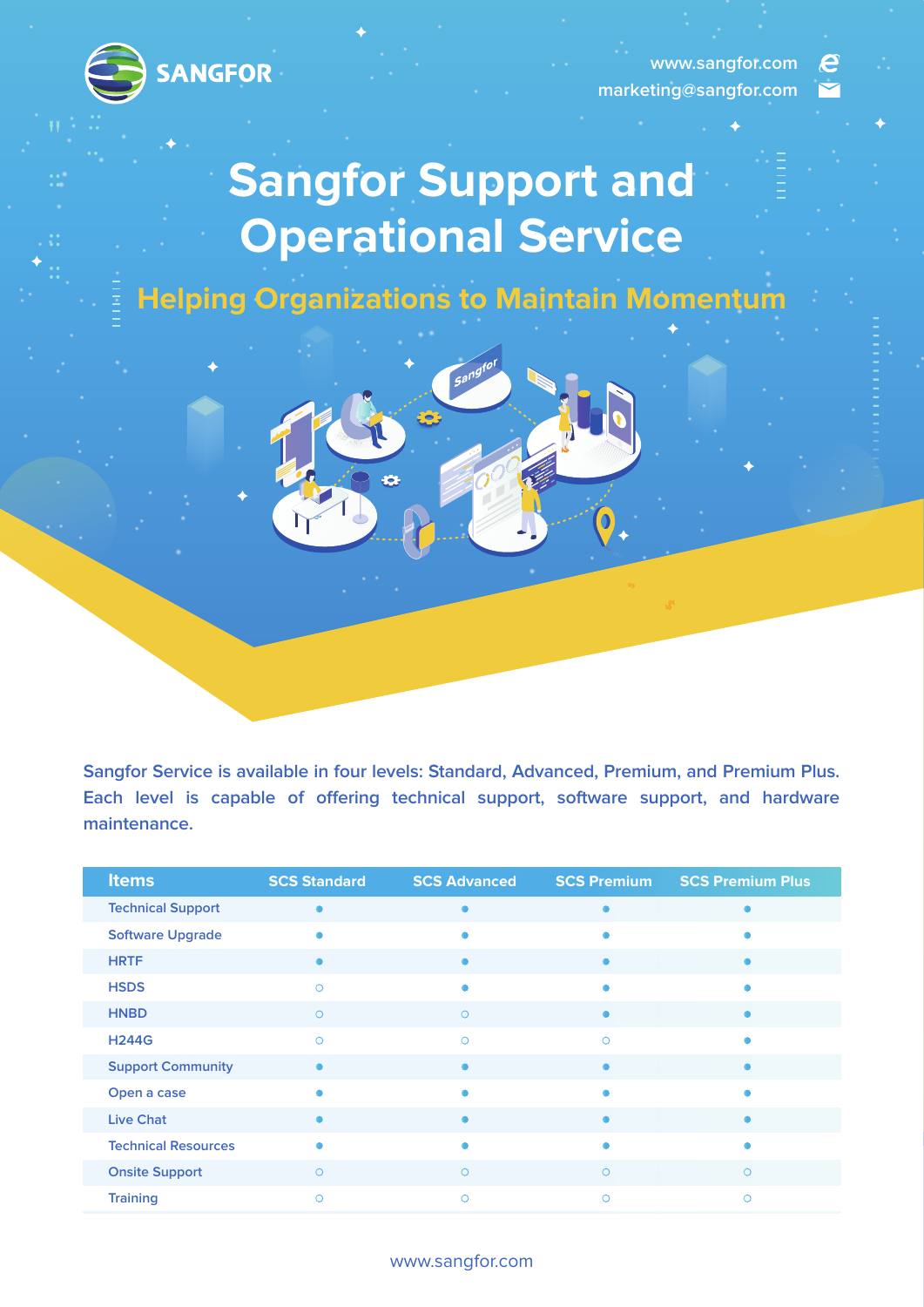SANGFOR

www.sangfor.com
marketing@sangfor.com

# Sangfor Support and Operational Service

## Helping Organizations to Maintain Momentum

Sangfor Service is available in four levels: Standard, Advanced, Premium, and Premium Plus. Each level is capable of offering technical support, software support, and hardware maintenance.

| Items | SCS Standard | SCS Advanced | SCS Premium | SCS Premium Plus |
|---|---|---|---|---|
| Technical Support | ● | ● | ● | ● |
| Software Upgrade | ● | ● | ● | ● |
| HRTF | ● | ● | ● | ● |
| HSDS | ○ | ● | ● | ● |
| HNBD | ○ | ○ | ● | ● |
| H244G | ○ | ○ | ○ | ● |
| Support Community | ● | ● | ● | ● |
| Open a case | ● | ● | ● | ● |
| Live Chat | ● | ● | ● | ● |
| Technical Resources | ● | ● | ● | ● |
| Onsite Support | ○ | ○ | ○ | ○ |
| Training | ○ | ○ | ○ | ○ |

www.sangfor.com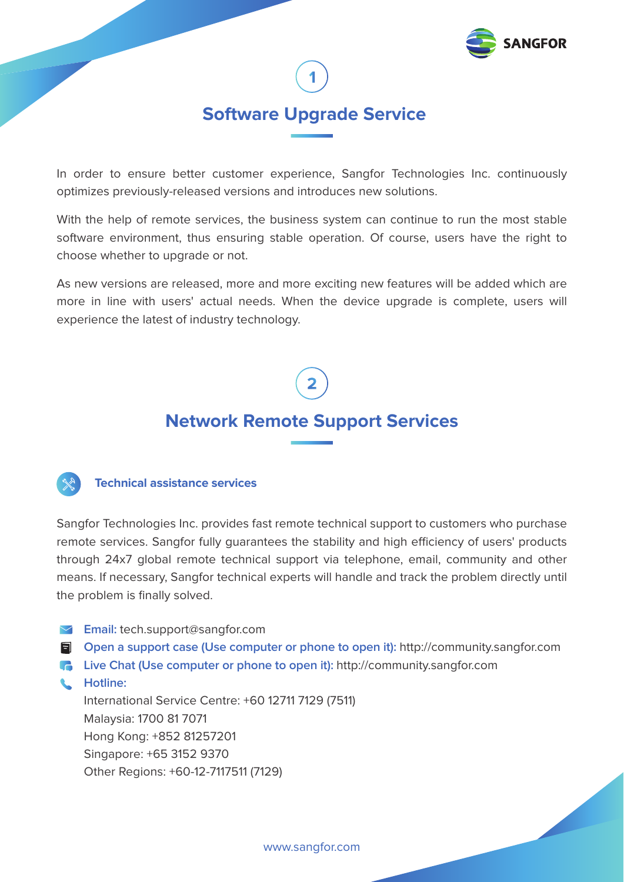## 1

## Software Upgrade Service

In order to ensure better customer experience, Sangfor Technologies Inc. continuously optimizes previously-released versions and introduces new solutions.

With the help of remote services, the business system can continue to run the most stable software environment, thus ensuring stable operation. Of course, users have the right to choose whether to upgrade or not.

As new versions are released, more and more exciting new features will be added which are more in line with users' actual needs. When the device upgrade is complete, users will experience the latest of industry technology.

## 2

## Network Remote Support Services

### Technical assistance services

Sangfor Technologies Inc. provides fast remote technical support to customers who purchase remote services. Sangfor fully guarantees the stability and high efficiency of users' products through 24x7 global remote technical support via telephone, email, community and other means. If necessary, Sangfor technical experts will handle and track the problem directly until the problem is finally solved.

- **Email:** tech.support@sangfor.com
- **Open a support case (Use computer or phone to open it):** http://community.sangfor.com
- **Live Chat (Use computer or phone to open it):** http://community.sangfor.com
- **Hotline:**
  International Service Centre: +60 12711 7129 (7511)
  Malaysia: 1700 81 7071
  Hong Kong: +852 81257201
  Singapore: +65 3152 9370
  Other Regions: +60-12-7117511 (7129)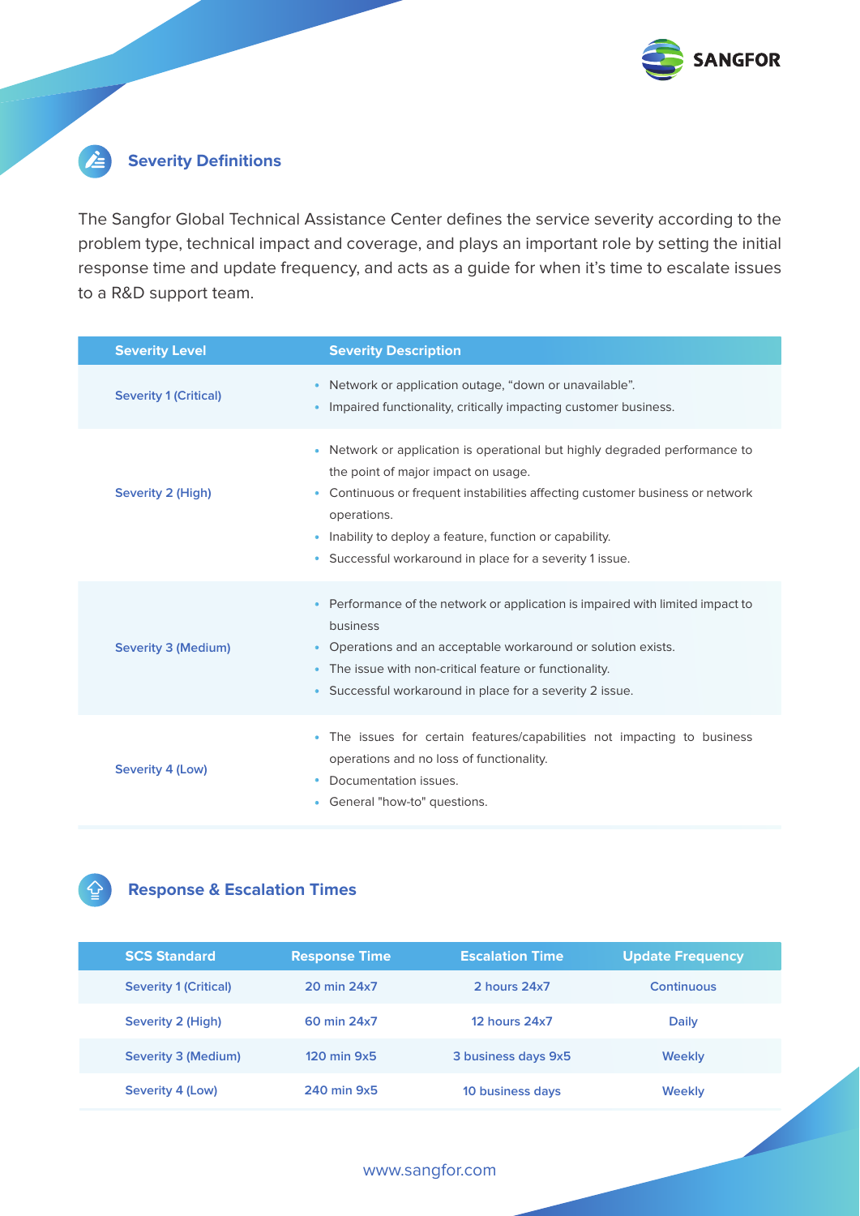## Severity Definitions

The Sangfor Global Technical Assistance Center defines the service severity according to the problem type, technical impact and coverage, and plays an important role by setting the initial response time and update frequency, and acts as a guide for when it's time to escalate issues to a R&D support team.

| Severity Level | Severity Description |
|---|---|
| Severity 1 (Critical) | • Network or application outage, "down or unavailable".<br>• Impaired functionality, critically impacting customer business. |
| Severity 2 (High) | • Network or application is operational but highly degraded performance to the point of major impact on usage.<br>• Continuous or frequent instabilities affecting customer business or network operations.<br>• Inability to deploy a feature, function or capability.<br>• Successful workaround in place for a severity 1 issue. |
| Severity 3 (Medium) | • Performance of the network or application is impaired with limited impact to business<br>• Operations and an acceptable workaround or solution exists.<br>• The issue with non-critical feature or functionality.<br>• Successful workaround in place for a severity 2 issue. |
| Severity 4 (Low) | • The issues for certain features/capabilities not impacting to business operations and no loss of functionality.<br>• Documentation issues.<br>• General "how-to" questions. |

## Response & Escalation Times

| SCS Standard | Response Time | Escalation Time | Update Frequency |
|---|---|---|---|
| Severity 1 (Critical) | 20 min 24x7 | 2 hours 24x7 | Continuous |
| Severity 2 (High) | 60 min 24x7 | 12 hours 24x7 | Daily |
| Severity 3 (Medium) | 120 min 9x5 | 3 business days 9x5 | Weekly |
| Severity 4 (Low) | 240 min 9x5 | 10 business days | Weekly |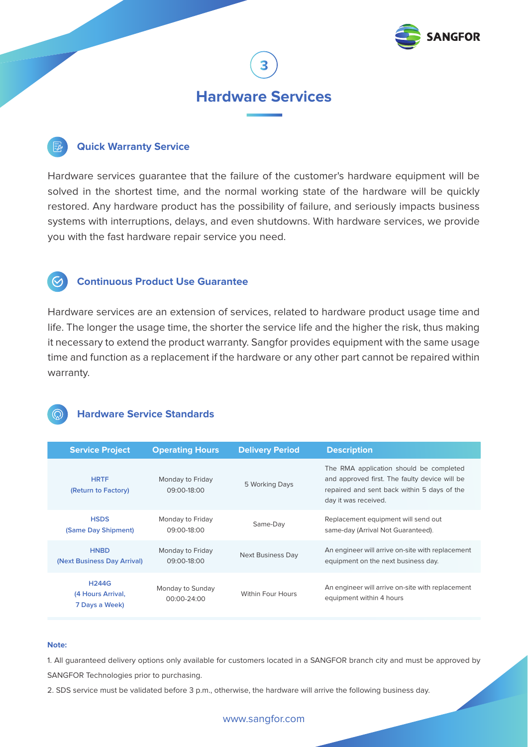# 3

# Hardware Services

## Quick Warranty Service

Hardware services guarantee that the failure of the customer's hardware equipment will be solved in the shortest time, and the normal working state of the hardware will be quickly restored. Any hardware product has the possibility of failure, and seriously impacts business systems with interruptions, delays, and even shutdowns. With hardware services, we provide you with the fast hardware repair service you need.

## Continuous Product Use Guarantee

Hardware services are an extension of services, related to hardware product usage time and life. The longer the usage time, the shorter the service life and the higher the risk, thus making it necessary to extend the product warranty. Sangfor provides equipment with the same usage time and function as a replacement if the hardware or any other part cannot be repaired within warranty.

## Hardware Service Standards

| Service Project | Operating Hours | Delivery Period | Description |
|---|---|---|---|
| **HRTF** (Return to Factory) | Monday to Friday 09:00-18:00 | 5 Working Days | The RMA application should be completed and approved first. The faulty device will be repaired and sent back within 5 days of the day it was received. |
| **HSDS** (Same Day Shipment) | Monday to Friday 09:00-18:00 | Same-Day | Replacement equipment will send out same-day (Arrival Not Guaranteed). |
| **HNBD** (Next Business Day Arrival) | Monday to Friday 09:00-18:00 | Next Business Day | An engineer will arrive on-site with replacement equipment on the next business day. |
| **H244G** (4 Hours Arrival, 7 Days a Week) | Monday to Sunday 00:00-24:00 | Within Four Hours | An engineer will arrive on-site with replacement equipment within 4 hours |

**Note:**

1. All guaranteed delivery options only available for customers located in a SANGFOR branch city and must be approved by SANGFOR Technologies prior to purchasing.
2. SDS service must be validated before 3 p.m., otherwise, the hardware will arrive the following business day.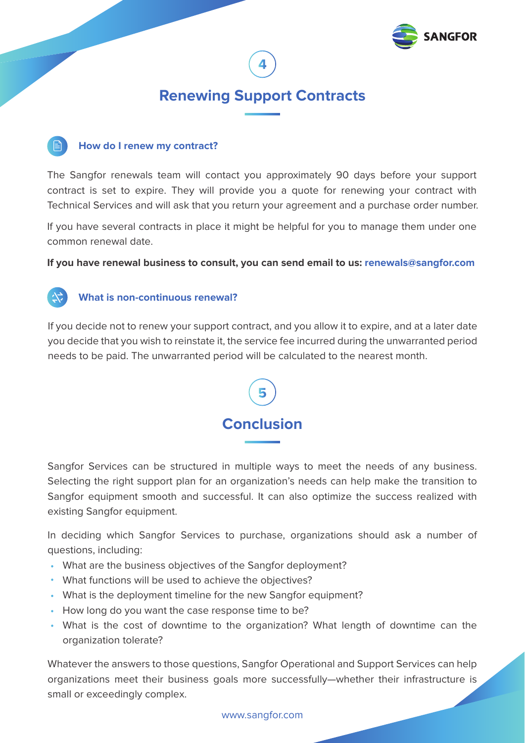## 4

## Renewing Support Contracts

### How do I renew my contract?

The Sangfor renewals team will contact you approximately 90 days before your support contract is set to expire. They will provide you a quote for renewing your contract with Technical Services and will ask that you return your agreement and a purchase order number.

If you have several contracts in place it might be helpful for you to manage them under one common renewal date.

**If you have renewal business to consult, you can send email to us: renewals@sangfor.com**

### What is non-continuous renewal?

If you decide not to renew your support contract, and you allow it to expire, and at a later date you decide that you wish to reinstate it, the service fee incurred during the unwarranted period needs to be paid. The unwarranted period will be calculated to the nearest month.

## 5

## Conclusion

Sangfor Services can be structured in multiple ways to meet the needs of any business. Selecting the right support plan for an organization's needs can help make the transition to Sangfor equipment smooth and successful. It can also optimize the success realized with existing Sangfor equipment.

In deciding which Sangfor Services to purchase, organizations should ask a number of questions, including:

- What are the business objectives of the Sangfor deployment?
- What functions will be used to achieve the objectives?
- What is the deployment timeline for the new Sangfor equipment?
- How long do you want the case response time to be?
- What is the cost of downtime to the organization? What length of downtime can the organization tolerate?

Whatever the answers to those questions, Sangfor Operational and Support Services can help organizations meet their business goals more successfully—whether their infrastructure is small or exceedingly complex.